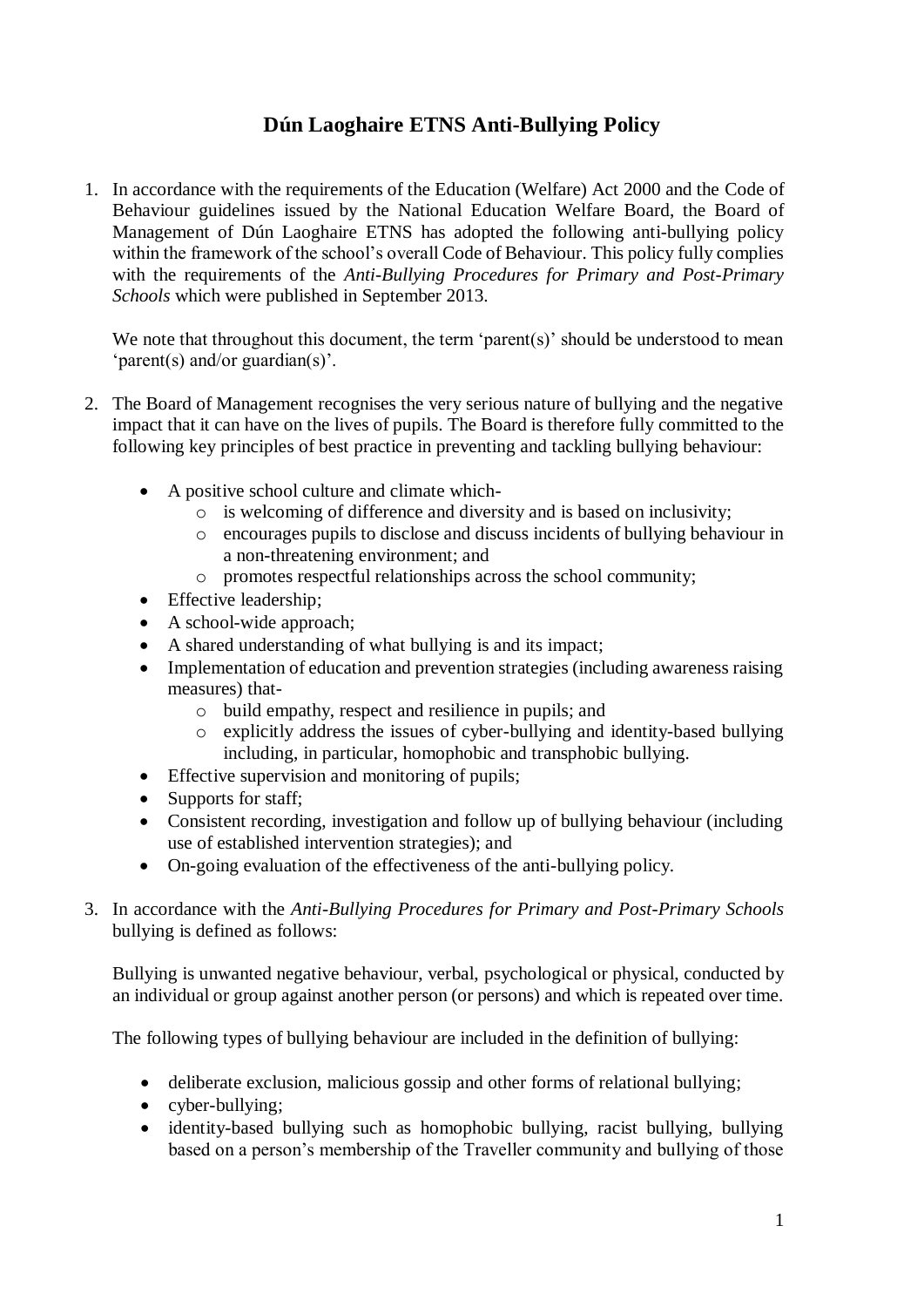# Dún Laoghaire ETNS Anti-Bullying Policy

1. In accordance with the requirements of the Education (Welfare) Act 2000 and the Code of Behaviour guidelines issued by the National Education Welfare Board, the Board of Management of Dún Laoghaire ETNS has adopted the following anti-bullying policy within the framework of the school's overall Code of Behaviour. This policy fully complies with the requirements of the *Anti-Bullying Procedures for Primary and Post-Primary Schools* which were published in September 2013.

   We note that throughout this document, the term 'parent(s)' should be understood to mean 'parent(s) and/or guardian(s)'.

2. The Board of Management recognises the very serious nature of bullying and the negative impact that it can have on the lives of pupils. The Board is therefore fully committed to the following key principles of best practice in preventing and tackling bullying behaviour:

   - A positive school culture and climate which-
     - is welcoming of difference and diversity and is based on inclusivity;
     - encourages pupils to disclose and discuss incidents of bullying behaviour in a non-threatening environment; and
     - promotes respectful relationships across the school community;
   - Effective leadership;
   - A school-wide approach;
   - A shared understanding of what bullying is and its impact;
   - Implementation of education and prevention strategies (including awareness raising measures) that-
     - build empathy, respect and resilience in pupils; and
     - explicitly address the issues of cyber-bullying and identity-based bullying including, in particular, homophobic and transphobic bullying.
   - Effective supervision and monitoring of pupils;
   - Supports for staff;
   - Consistent recording, investigation and follow up of bullying behaviour (including use of established intervention strategies); and
   - On-going evaluation of the effectiveness of the anti-bullying policy.

3. In accordance with the *Anti-Bullying Procedures for Primary and Post-Primary Schools* bullying is defined as follows:

   Bullying is unwanted negative behaviour, verbal, psychological or physical, conducted by an individual or group against another person (or persons) and which is repeated over time.

   The following types of bullying behaviour are included in the definition of bullying:

   - deliberate exclusion, malicious gossip and other forms of relational bullying;
   - cyber-bullying;
   - identity-based bullying such as homophobic bullying, racist bullying, bullying based on a person's membership of the Traveller community and bullying of those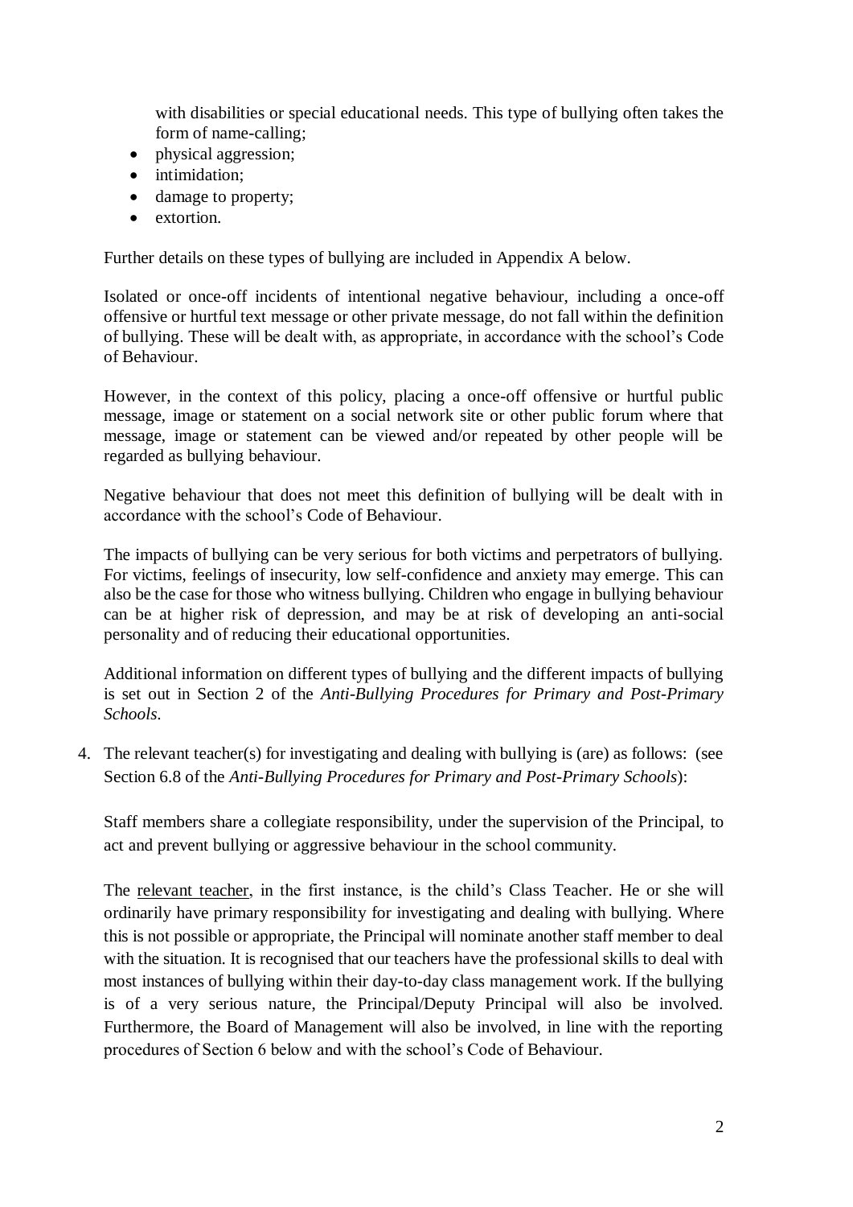with disabilities or special educational needs. This type of bullying often takes the form of name-calling;

- physical aggression;
- intimidation;
- damage to property;
- extortion.

Further details on these types of bullying are included in Appendix A below.

Isolated or once-off incidents of intentional negative behaviour, including a once-off offensive or hurtful text message or other private message, do not fall within the definition of bullying. These will be dealt with, as appropriate, in accordance with the school's Code of Behaviour.

However, in the context of this policy, placing a once-off offensive or hurtful public message, image or statement on a social network site or other public forum where that message, image or statement can be viewed and/or repeated by other people will be regarded as bullying behaviour.

Negative behaviour that does not meet this definition of bullying will be dealt with in accordance with the school's Code of Behaviour.

The impacts of bullying can be very serious for both victims and perpetrators of bullying. For victims, feelings of insecurity, low self-confidence and anxiety may emerge. This can also be the case for those who witness bullying. Children who engage in bullying behaviour can be at higher risk of depression, and may be at risk of developing an anti-social personality and of reducing their educational opportunities.

Additional information on different types of bullying and the different impacts of bullying is set out in Section 2 of the *Anti-Bullying Procedures for Primary and Post-Primary Schools*.

4. The relevant teacher(s) for investigating and dealing with bullying is (are) as follows: (see Section 6.8 of the *Anti-Bullying Procedures for Primary and Post-Primary Schools*):

   Staff members share a collegiate responsibility, under the supervision of the Principal, to act and prevent bullying or aggressive behaviour in the school community.

   The <u>relevant teacher</u>, in the first instance, is the child's Class Teacher. He or she will ordinarily have primary responsibility for investigating and dealing with bullying. Where this is not possible or appropriate, the Principal will nominate another staff member to deal with the situation. It is recognised that our teachers have the professional skills to deal with most instances of bullying within their day-to-day class management work. If the bullying is of a very serious nature, the Principal/Deputy Principal will also be involved. Furthermore, the Board of Management will also be involved, in line with the reporting procedures of Section 6 below and with the school's Code of Behaviour.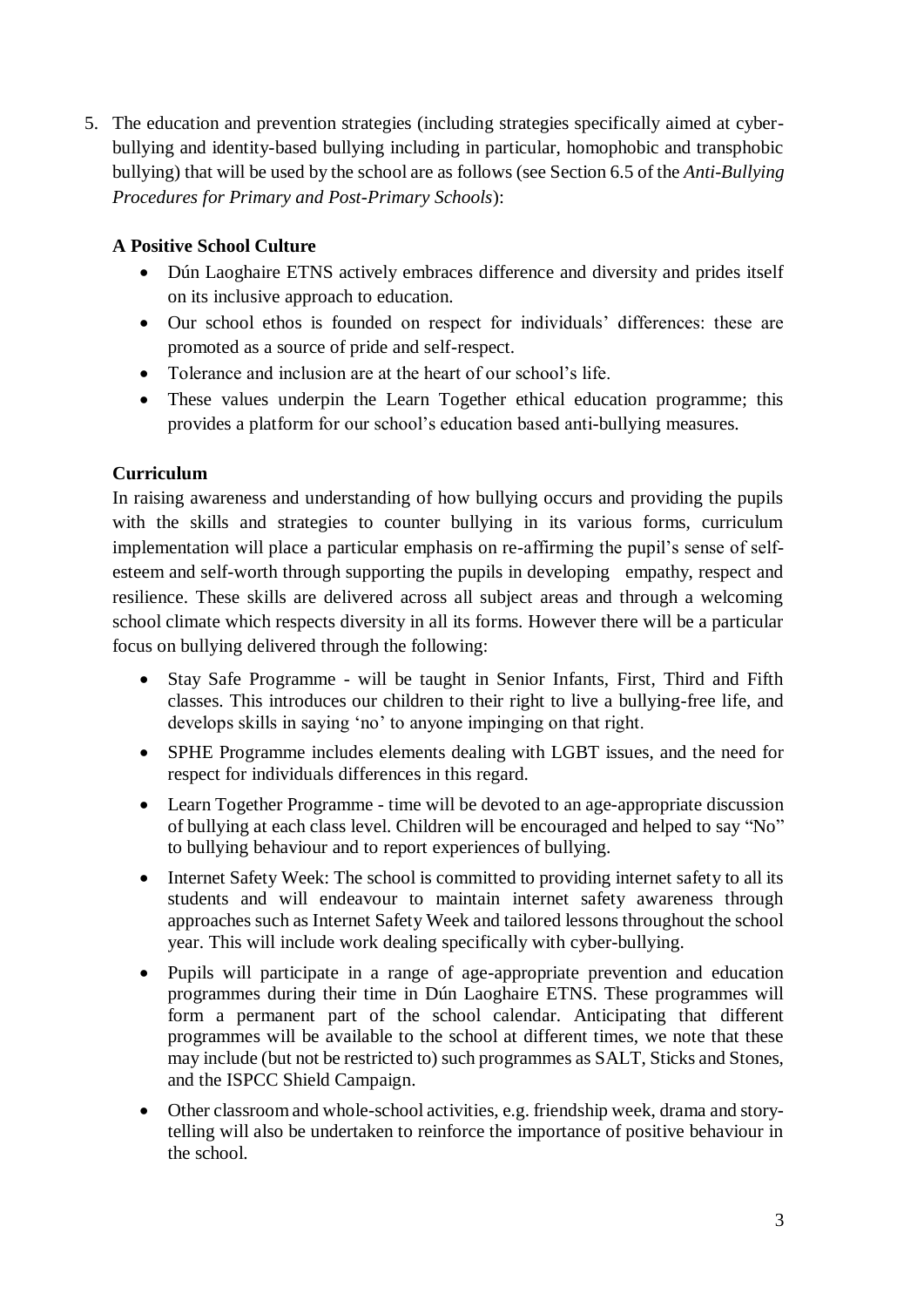5. The education and prevention strategies (including strategies specifically aimed at cyber-bullying and identity-based bullying including in particular, homophobic and transphobic bullying) that will be used by the school are as follows (see Section 6.5 of the *Anti-Bullying Procedures for Primary and Post-Primary Schools*):

   **A Positive School Culture**

   - Dún Laoghaire ETNS actively embraces difference and diversity and prides itself on its inclusive approach to education.
   - Our school ethos is founded on respect for individuals' differences: these are promoted as a source of pride and self-respect.
   - Tolerance and inclusion are at the heart of our school's life.
   - These values underpin the Learn Together ethical education programme; this provides a platform for our school's education based anti-bullying measures.

   **Curriculum**

   In raising awareness and understanding of how bullying occurs and providing the pupils with the skills and strategies to counter bullying in its various forms, curriculum implementation will place a particular emphasis on re-affirming the pupil's sense of self-esteem and self-worth through supporting the pupils in developing empathy, respect and resilience. These skills are delivered across all subject areas and through a welcoming school climate which respects diversity in all its forms. However there will be a particular focus on bullying delivered through the following:

   - Stay Safe Programme - will be taught in Senior Infants, First, Third and Fifth classes. This introduces our children to their right to live a bullying-free life, and develops skills in saying 'no' to anyone impinging on that right.
   - SPHE Programme includes elements dealing with LGBT issues, and the need for respect for individuals differences in this regard.
   - Learn Together Programme - time will be devoted to an age-appropriate discussion of bullying at each class level. Children will be encouraged and helped to say "No" to bullying behaviour and to report experiences of bullying.
   - Internet Safety Week: The school is committed to providing internet safety to all its students and will endeavour to maintain internet safety awareness through approaches such as Internet Safety Week and tailored lessons throughout the school year. This will include work dealing specifically with cyber-bullying.
   - Pupils will participate in a range of age-appropriate prevention and education programmes during their time in Dún Laoghaire ETNS. These programmes will form a permanent part of the school calendar. Anticipating that different programmes will be available to the school at different times, we note that these may include (but not be restricted to) such programmes as SALT, Sticks and Stones, and the ISPCC Shield Campaign.
   - Other classroom and whole-school activities, e.g. friendship week, drama and story-telling will also be undertaken to reinforce the importance of positive behaviour in the school.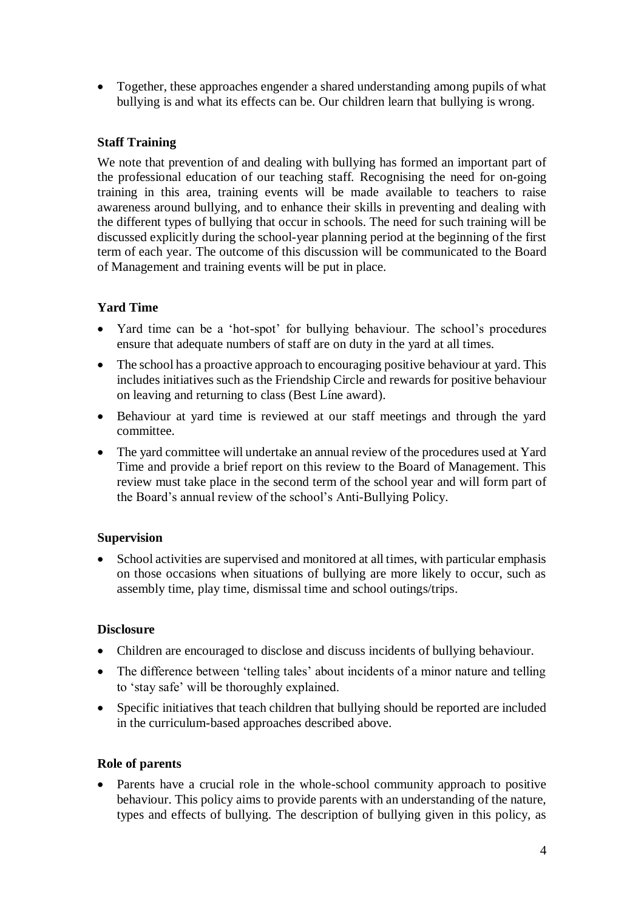- Together, these approaches engender a shared understanding among pupils of what bullying is and what its effects can be. Our children learn that bullying is wrong.

### Staff Training

We note that prevention of and dealing with bullying has formed an important part of the professional education of our teaching staff. Recognising the need for on-going training in this area, training events will be made available to teachers to raise awareness around bullying, and to enhance their skills in preventing and dealing with the different types of bullying that occur in schools. The need for such training will be discussed explicitly during the school-year planning period at the beginning of the first term of each year. The outcome of this discussion will be communicated to the Board of Management and training events will be put in place.

### Yard Time

- Yard time can be a 'hot-spot' for bullying behaviour. The school's procedures ensure that adequate numbers of staff are on duty in the yard at all times.
- The school has a proactive approach to encouraging positive behaviour at yard. This includes initiatives such as the Friendship Circle and rewards for positive behaviour on leaving and returning to class (Best Líne award).
- Behaviour at yard time is reviewed at our staff meetings and through the yard committee.
- The yard committee will undertake an annual review of the procedures used at Yard Time and provide a brief report on this review to the Board of Management. This review must take place in the second term of the school year and will form part of the Board's annual review of the school's Anti-Bullying Policy.

### Supervision

- School activities are supervised and monitored at all times, with particular emphasis on those occasions when situations of bullying are more likely to occur, such as assembly time, play time, dismissal time and school outings/trips.

### Disclosure

- Children are encouraged to disclose and discuss incidents of bullying behaviour.
- The difference between 'telling tales' about incidents of a minor nature and telling to 'stay safe' will be thoroughly explained.
- Specific initiatives that teach children that bullying should be reported are included in the curriculum-based approaches described above.

### Role of parents

- Parents have a crucial role in the whole-school community approach to positive behaviour. This policy aims to provide parents with an understanding of the nature, types and effects of bullying. The description of bullying given in this policy, as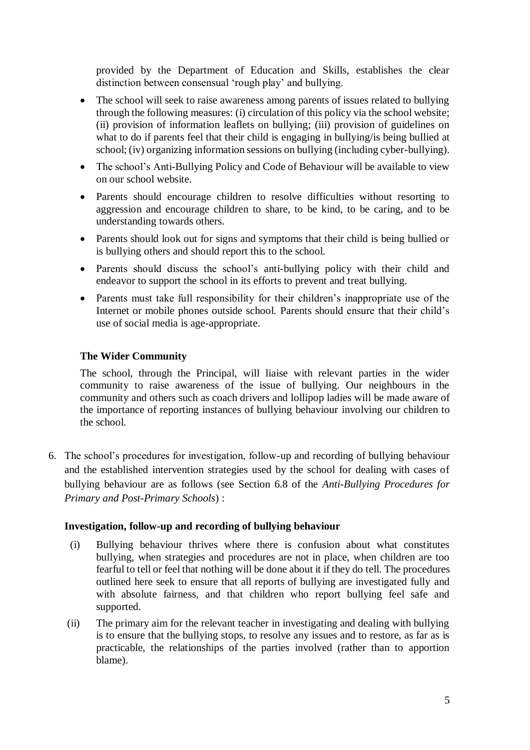provided by the Department of Education and Skills, establishes the clear distinction between consensual 'rough play' and bullying.

- The school will seek to raise awareness among parents of issues related to bullying through the following measures: (i) circulation of this policy via the school website; (ii) provision of information leaflets on bullying; (iii) provision of guidelines on what to do if parents feel that their child is engaging in bullying/is being bullied at school; (iv) organizing information sessions on bullying (including cyber-bullying).
- The school's Anti-Bullying Policy and Code of Behaviour will be available to view on our school website.
- Parents should encourage children to resolve difficulties without resorting to aggression and encourage children to share, to be kind, to be caring, and to be understanding towards others.
- Parents should look out for signs and symptoms that their child is being bullied or is bullying others and should report this to the school.
- Parents should discuss the school's anti-bullying policy with their child and endeavor to support the school in its efforts to prevent and treat bullying.
- Parents must take full responsibility for their children's inappropriate use of the Internet or mobile phones outside school. Parents should ensure that their child's use of social media is age-appropriate.

**The Wider Community**

The school, through the Principal, will liaise with relevant parties in the wider community to raise awareness of the issue of bullying. Our neighbours in the community and others such as coach drivers and lollipop ladies will be made aware of the importance of reporting instances of bullying behaviour involving our children to the school.

6. The school's procedures for investigation, follow-up and recording of bullying behaviour and the established intervention strategies used by the school for dealing with cases of bullying behaviour are as follows (see Section 6.8 of the *Anti-Bullying Procedures for Primary and Post-Primary Schools*) :

**Investigation, follow-up and recording of bullying behaviour**

(i) Bullying behaviour thrives where there is confusion about what constitutes bullying, when strategies and procedures are not in place, when children are too fearful to tell or feel that nothing will be done about it if they do tell. The procedures outlined here seek to ensure that all reports of bullying are investigated fully and with absolute fairness, and that children who report bullying feel safe and supported.

(ii) The primary aim for the relevant teacher in investigating and dealing with bullying is to ensure that the bullying stops, to resolve any issues and to restore, as far as is practicable, the relationships of the parties involved (rather than to apportion blame).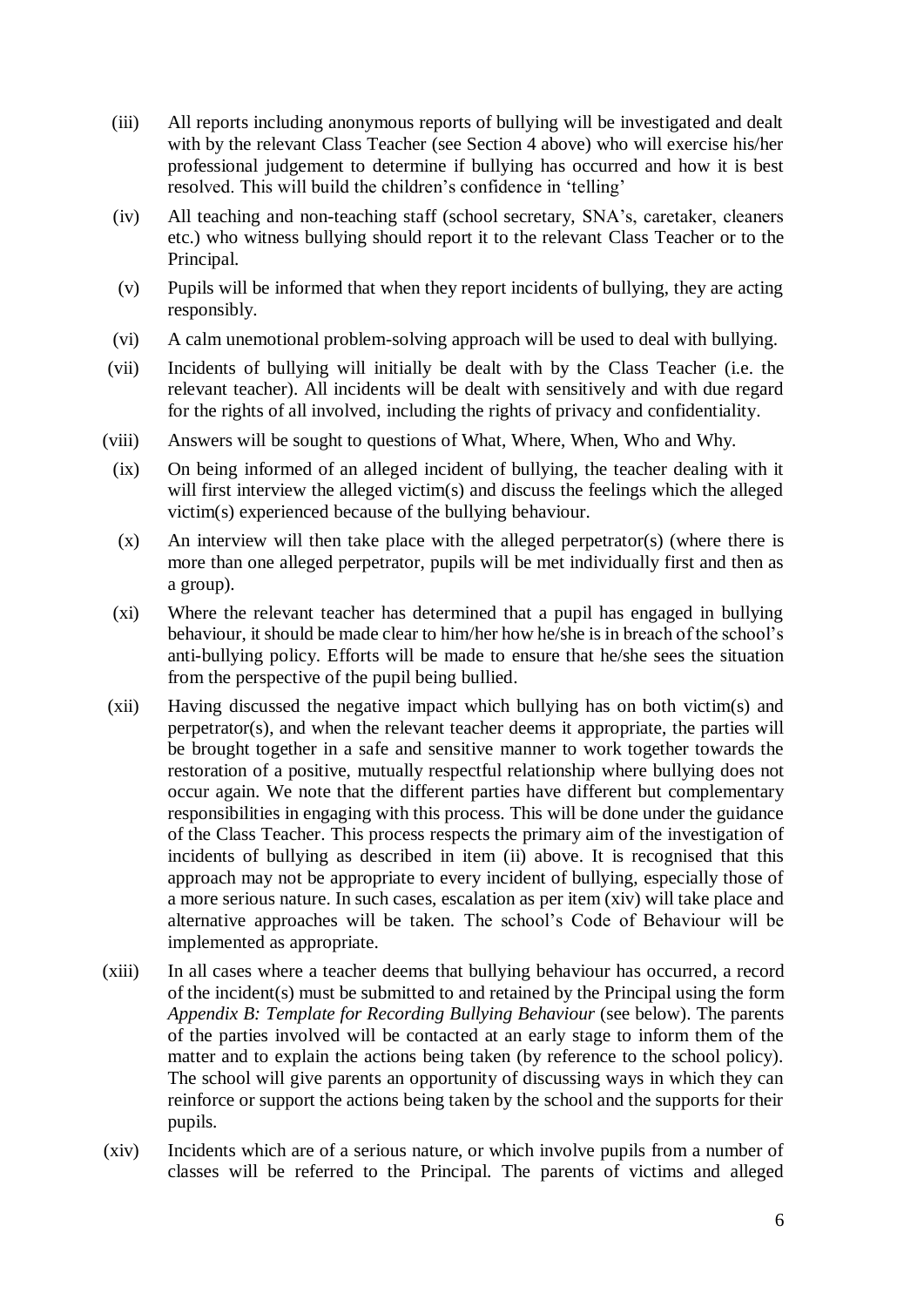(iii) All reports including anonymous reports of bullying will be investigated and dealt with by the relevant Class Teacher (see Section 4 above) who will exercise his/her professional judgement to determine if bullying has occurred and how it is best resolved. This will build the children's confidence in 'telling'

(iv) All teaching and non-teaching staff (school secretary, SNA's, caretaker, cleaners etc.) who witness bullying should report it to the relevant Class Teacher or to the Principal.

(v) Pupils will be informed that when they report incidents of bullying, they are acting responsibly.

(vi) A calm unemotional problem-solving approach will be used to deal with bullying.

(vii) Incidents of bullying will initially be dealt with by the Class Teacher (i.e. the relevant teacher). All incidents will be dealt with sensitively and with due regard for the rights of all involved, including the rights of privacy and confidentiality.

(viii) Answers will be sought to questions of What, Where, When, Who and Why.

(ix) On being informed of an alleged incident of bullying, the teacher dealing with it will first interview the alleged victim(s) and discuss the feelings which the alleged victim(s) experienced because of the bullying behaviour.

(x) An interview will then take place with the alleged perpetrator(s) (where there is more than one alleged perpetrator, pupils will be met individually first and then as a group).

(xi) Where the relevant teacher has determined that a pupil has engaged in bullying behaviour, it should be made clear to him/her how he/she is in breach of the school's anti-bullying policy. Efforts will be made to ensure that he/she sees the situation from the perspective of the pupil being bullied.

(xii) Having discussed the negative impact which bullying has on both victim(s) and perpetrator(s), and when the relevant teacher deems it appropriate, the parties will be brought together in a safe and sensitive manner to work together towards the restoration of a positive, mutually respectful relationship where bullying does not occur again. We note that the different parties have different but complementary responsibilities in engaging with this process. This will be done under the guidance of the Class Teacher. This process respects the primary aim of the investigation of incidents of bullying as described in item (ii) above. It is recognised that this approach may not be appropriate to every incident of bullying, especially those of a more serious nature. In such cases, escalation as per item (xiv) will take place and alternative approaches will be taken. The school's Code of Behaviour will be implemented as appropriate.

(xiii) In all cases where a teacher deems that bullying behaviour has occurred, a record of the incident(s) must be submitted to and retained by the Principal using the form *Appendix B: Template for Recording Bullying Behaviour* (see below). The parents of the parties involved will be contacted at an early stage to inform them of the matter and to explain the actions being taken (by reference to the school policy). The school will give parents an opportunity of discussing ways in which they can reinforce or support the actions being taken by the school and the supports for their pupils.

(xiv) Incidents which are of a serious nature, or which involve pupils from a number of classes will be referred to the Principal. The parents of victims and alleged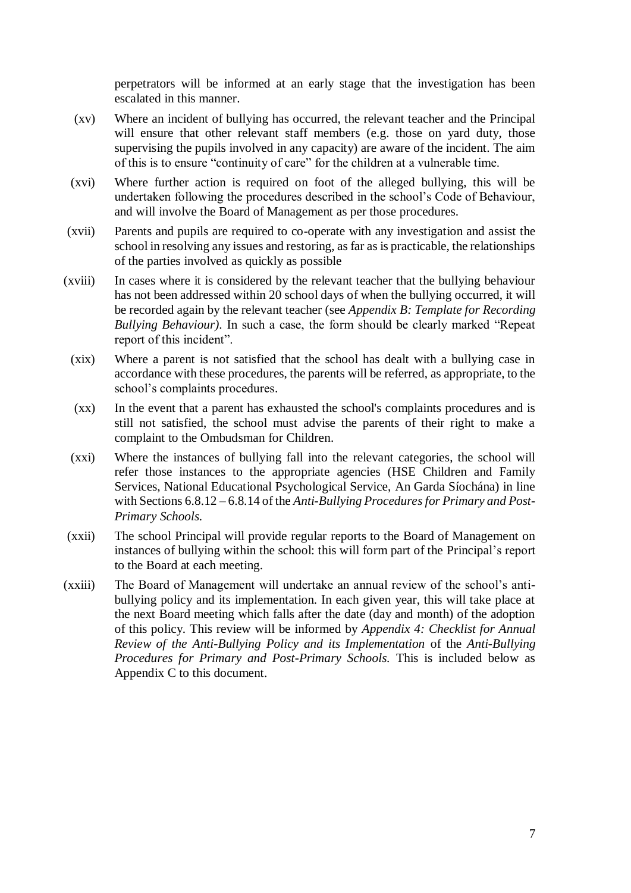perpetrators will be informed at an early stage that the investigation has been escalated in this manner.

(xv) Where an incident of bullying has occurred, the relevant teacher and the Principal will ensure that other relevant staff members (e.g. those on yard duty, those supervising the pupils involved in any capacity) are aware of the incident. The aim of this is to ensure "continuity of care" for the children at a vulnerable time.

(xvi) Where further action is required on foot of the alleged bullying, this will be undertaken following the procedures described in the school's Code of Behaviour, and will involve the Board of Management as per those procedures.

(xvii) Parents and pupils are required to co-operate with any investigation and assist the school in resolving any issues and restoring, as far as is practicable, the relationships of the parties involved as quickly as possible

(xviii) In cases where it is considered by the relevant teacher that the bullying behaviour has not been addressed within 20 school days of when the bullying occurred, it will be recorded again by the relevant teacher (see *Appendix B: Template for Recording Bullying Behaviour)*. In such a case, the form should be clearly marked "Repeat report of this incident".

(xix) Where a parent is not satisfied that the school has dealt with a bullying case in accordance with these procedures, the parents will be referred, as appropriate, to the school's complaints procedures.

(xx) In the event that a parent has exhausted the school's complaints procedures and is still not satisfied, the school must advise the parents of their right to make a complaint to the Ombudsman for Children.

(xxi) Where the instances of bullying fall into the relevant categories, the school will refer those instances to the appropriate agencies (HSE Children and Family Services, National Educational Psychological Service, An Garda Síochána) in line with Sections 6.8.12 – 6.8.14 of the *Anti-Bullying Procedures for Primary and Post-Primary Schools.*

(xxii) The school Principal will provide regular reports to the Board of Management on instances of bullying within the school: this will form part of the Principal's report to the Board at each meeting.

(xxiii) The Board of Management will undertake an annual review of the school's anti-bullying policy and its implementation. In each given year, this will take place at the next Board meeting which falls after the date (day and month) of the adoption of this policy. This review will be informed by *Appendix 4: Checklist for Annual Review of the Anti-Bullying Policy and its Implementation* of the *Anti-Bullying Procedures for Primary and Post-Primary Schools.* This is included below as Appendix C to this document.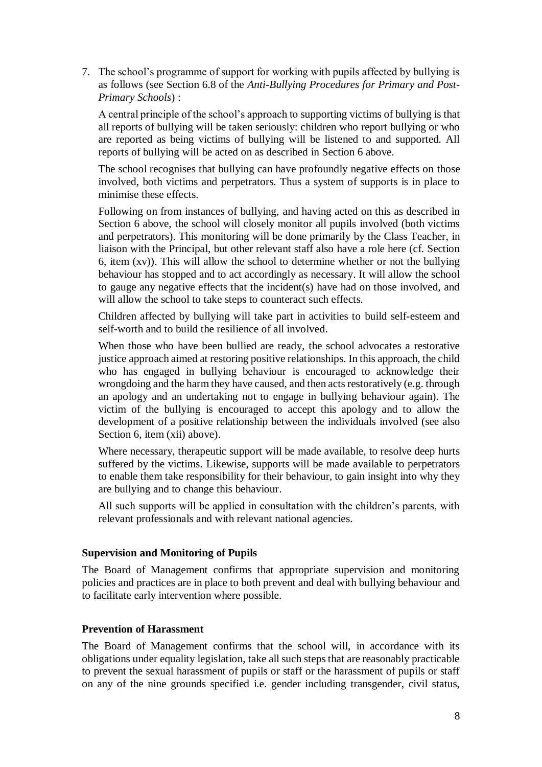7. The school's programme of support for working with pupils affected by bullying is as follows (see Section 6.8 of the *Anti-Bullying Procedures for Primary and Post-Primary Schools*) :

   A central principle of the school's approach to supporting victims of bullying is that all reports of bullying will be taken seriously: children who report bullying or who are reported as being victims of bullying will be listened to and supported. All reports of bullying will be acted on as described in Section 6 above.

   The school recognises that bullying can have profoundly negative effects on those involved, both victims and perpetrators. Thus a system of supports is in place to minimise these effects.

   Following on from instances of bullying, and having acted on this as described in Section 6 above, the school will closely monitor all pupils involved (both victims and perpetrators). This monitoring will be done primarily by the Class Teacher, in liaison with the Principal, but other relevant staff also have a role here (cf. Section 6, item (xv)). This will allow the school to determine whether or not the bullying behaviour has stopped and to act accordingly as necessary. It will allow the school to gauge any negative effects that the incident(s) have had on those involved, and will allow the school to take steps to counteract such effects.

   Children affected by bullying will take part in activities to build self-esteem and self-worth and to build the resilience of all involved.

   When those who have been bullied are ready, the school advocates a restorative justice approach aimed at restoring positive relationships. In this approach, the child who has engaged in bullying behaviour is encouraged to acknowledge their wrongdoing and the harm they have caused, and then acts restoratively (e.g. through an apology and an undertaking not to engage in bullying behaviour again). The victim of the bullying is encouraged to accept this apology and to allow the development of a positive relationship between the individuals involved (see also Section 6, item (xii) above).

   Where necessary, therapeutic support will be made available, to resolve deep hurts suffered by the victims. Likewise, supports will be made available to perpetrators to enable them take responsibility for their behaviour, to gain insight into why they are bullying and to change this behaviour.

   All such supports will be applied in consultation with the children's parents, with relevant professionals and with relevant national agencies.

**Supervision and Monitoring of Pupils**

The Board of Management confirms that appropriate supervision and monitoring policies and practices are in place to both prevent and deal with bullying behaviour and to facilitate early intervention where possible.

**Prevention of Harassment**

The Board of Management confirms that the school will, in accordance with its obligations under equality legislation, take all such steps that are reasonably practicable to prevent the sexual harassment of pupils or staff or the harassment of pupils or staff on any of the nine grounds specified i.e. gender including transgender, civil status,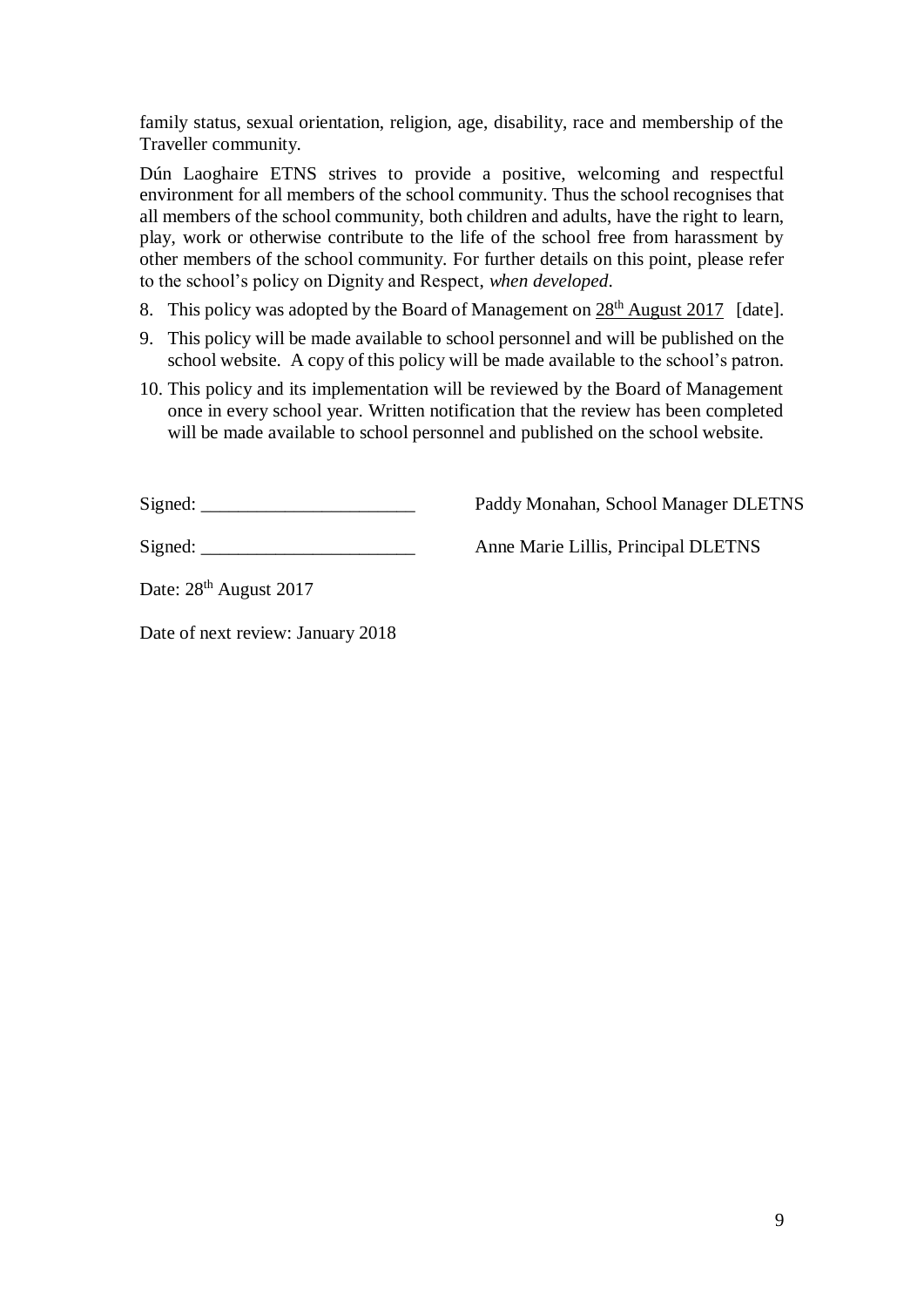family status, sexual orientation, religion, age, disability, race and membership of the Traveller community.

Dún Laoghaire ETNS strives to provide a positive, welcoming and respectful environment for all members of the school community. Thus the school recognises that all members of the school community, both children and adults, have the right to learn, play, work or otherwise contribute to the life of the school free from harassment by other members of the school community. For further details on this point, please refer to the school's policy on Dignity and Respect, *when developed*.

8. This policy was adopted by the Board of Management on 28th August 2017 [date].
9. This policy will be made available to school personnel and will be published on the school website. A copy of this policy will be made available to the school's patron.
10. This policy and its implementation will be reviewed by the Board of Management once in every school year. Written notification that the review has been completed will be made available to school personnel and published on the school website.

Signed: _______________________ Paddy Monahan, School Manager DLETNS

Signed: _______________________ Anne Marie Lillis, Principal DLETNS

Date: 28th August 2017

Date of next review: January 2018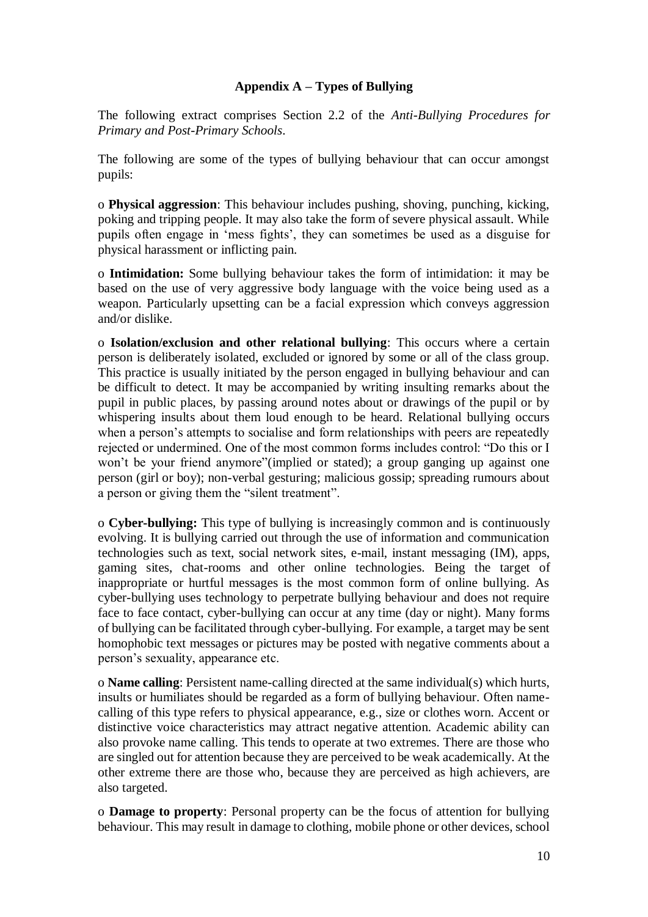## Appendix A – Types of Bullying

The following extract comprises Section 2.2 of the *Anti-Bullying Procedures for Primary and Post-Primary Schools*.

The following are some of the types of bullying behaviour that can occur amongst pupils:

- **Physical aggression**: This behaviour includes pushing, shoving, punching, kicking, poking and tripping people. It may also take the form of severe physical assault. While pupils often engage in 'mess fights', they can sometimes be used as a disguise for physical harassment or inflicting pain.

- **Intimidation:** Some bullying behaviour takes the form of intimidation: it may be based on the use of very aggressive body language with the voice being used as a weapon. Particularly upsetting can be a facial expression which conveys aggression and/or dislike.

- **Isolation/exclusion and other relational bullying**: This occurs where a certain person is deliberately isolated, excluded or ignored by some or all of the class group. This practice is usually initiated by the person engaged in bullying behaviour and can be difficult to detect. It may be accompanied by writing insulting remarks about the pupil in public places, by passing around notes about or drawings of the pupil or by whispering insults about them loud enough to be heard. Relational bullying occurs when a person's attempts to socialise and form relationships with peers are repeatedly rejected or undermined. One of the most common forms includes control: "Do this or I won't be your friend anymore"(implied or stated); a group ganging up against one person (girl or boy); non-verbal gesturing; malicious gossip; spreading rumours about a person or giving them the "silent treatment".

- **Cyber-bullying:** This type of bullying is increasingly common and is continuously evolving. It is bullying carried out through the use of information and communication technologies such as text, social network sites, e-mail, instant messaging (IM), apps, gaming sites, chat-rooms and other online technologies. Being the target of inappropriate or hurtful messages is the most common form of online bullying. As cyber-bullying uses technology to perpetrate bullying behaviour and does not require face to face contact, cyber-bullying can occur at any time (day or night). Many forms of bullying can be facilitated through cyber-bullying. For example, a target may be sent homophobic text messages or pictures may be posted with negative comments about a person's sexuality, appearance etc.

- **Name calling**: Persistent name-calling directed at the same individual(s) which hurts, insults or humiliates should be regarded as a form of bullying behaviour. Often name-calling of this type refers to physical appearance, e.g., size or clothes worn. Accent or distinctive voice characteristics may attract negative attention. Academic ability can also provoke name calling. This tends to operate at two extremes. There are those who are singled out for attention because they are perceived to be weak academically. At the other extreme there are those who, because they are perceived as high achievers, are also targeted.

- **Damage to property**: Personal property can be the focus of attention for bullying behaviour. This may result in damage to clothing, mobile phone or other devices, school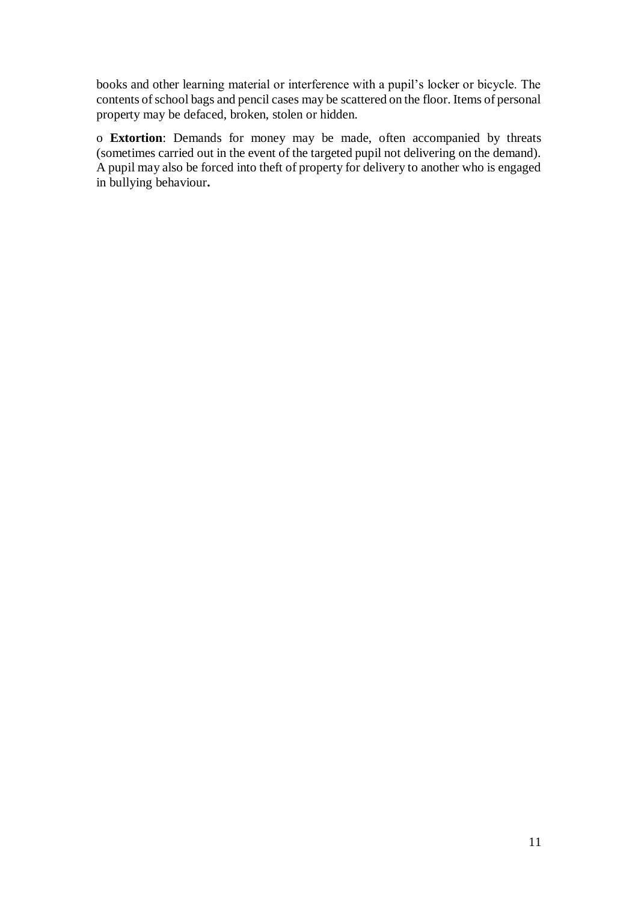books and other learning material or interference with a pupil's locker or bicycle. The contents of school bags and pencil cases may be scattered on the floor. Items of personal property may be defaced, broken, stolen or hidden.

o **Extortion**: Demands for money may be made, often accompanied by threats (sometimes carried out in the event of the targeted pupil not delivering on the demand). A pupil may also be forced into theft of property for delivery to another who is engaged in bullying behaviour**.**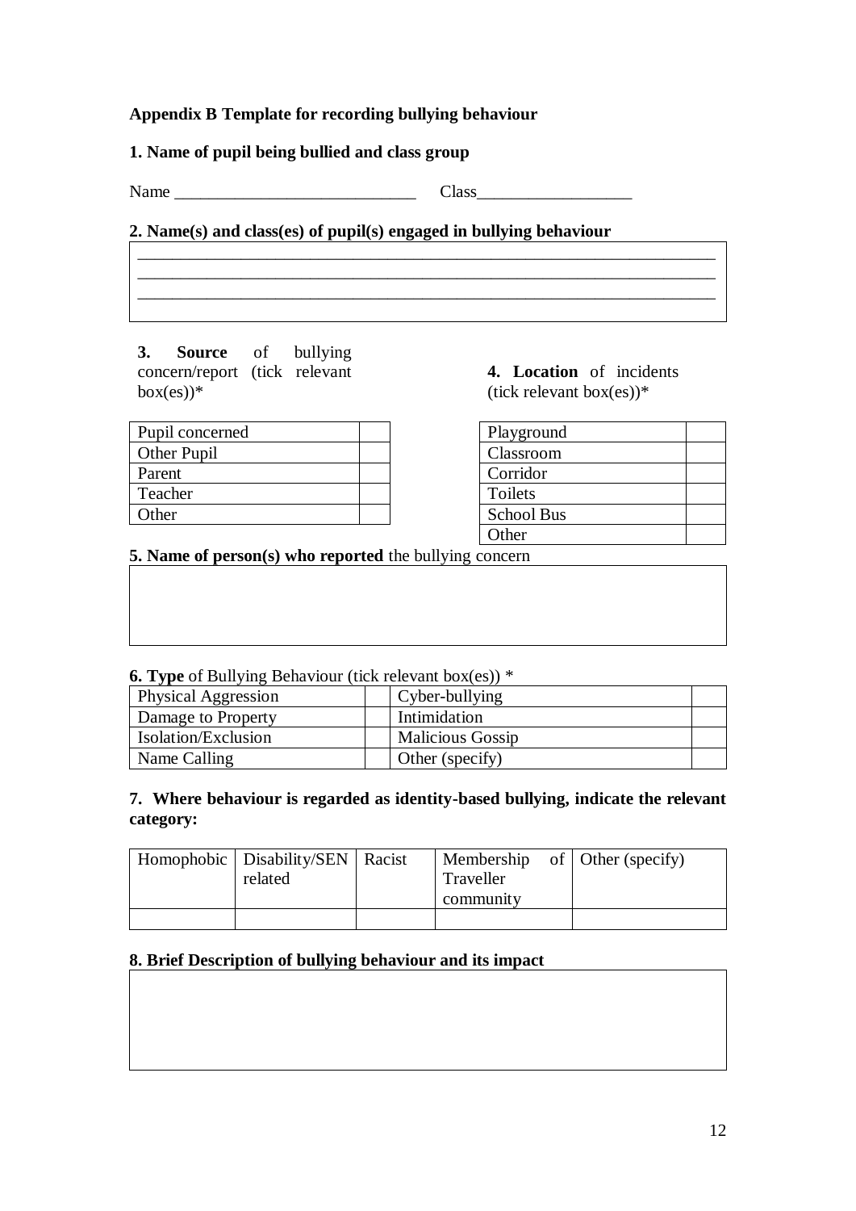**Appendix B Template for recording bullying behaviour**

**1. Name of pupil being bullied and class group**

Name ____________________________ Class__________________

**2. Name(s) and class(es) of pupil(s) engaged in bullying behaviour**

| |
|---|
| ______________________________________________________________________ |
| ______________________________________________________________________ |
| ______________________________________________________________________ |

**3. Source** of bullying concern/report (tick relevant box(es))*

| Pupil concerned | |
|---|---|
| Other Pupil | |
| Parent | |
| Teacher | |
| Other | |

**4. Location** of incidents (tick relevant box(es))*

| Playground | |
|---|---|
| Classroom | |
| Corridor | |
| Toilets | |
| School Bus | |
| Other | |

**5. Name of person(s) who reported** the bullying concern

| |
|---|
| |

**6. Type** of Bullying Behaviour (tick relevant box(es)) *

| Physical Aggression | | Cyber-bullying | |
|---|---|---|---|
| Damage to Property | | Intimidation | |
| Isolation/Exclusion | | Malicious Gossip | |
| Name Calling | | Other (specify) | |

**7. Where behaviour is regarded as identity-based bullying, indicate the relevant category:**

| Homophobic | Disability/SEN related | Racist | Membership of Traveller community | Other (specify) |
|---|---|---|---|---|
| | | | | |

**8. Brief Description of bullying behaviour and its impact**

| |
|---|
| |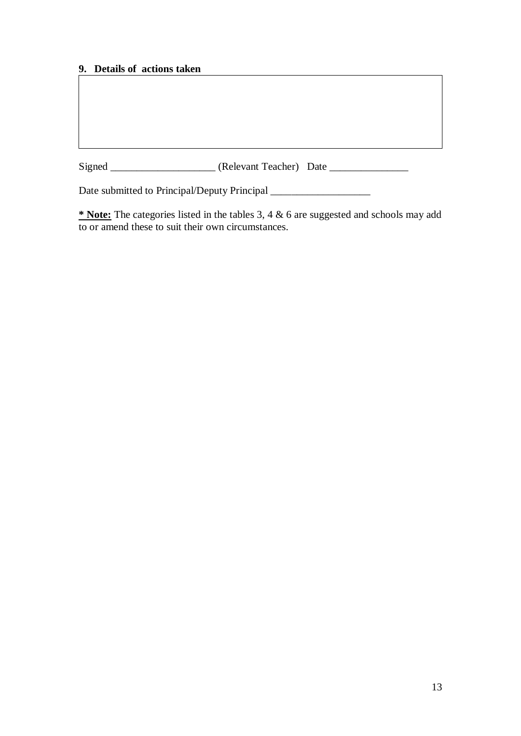**9. Details of actions taken**

| |
|---|
| |

Signed ____________________ (Relevant Teacher) Date _______________

Date submitted to Principal/Deputy Principal ___________________

**<u>* Note:</u>** The categories listed in the tables 3, 4 & 6 are suggested and schools may add to or amend these to suit their own circumstances.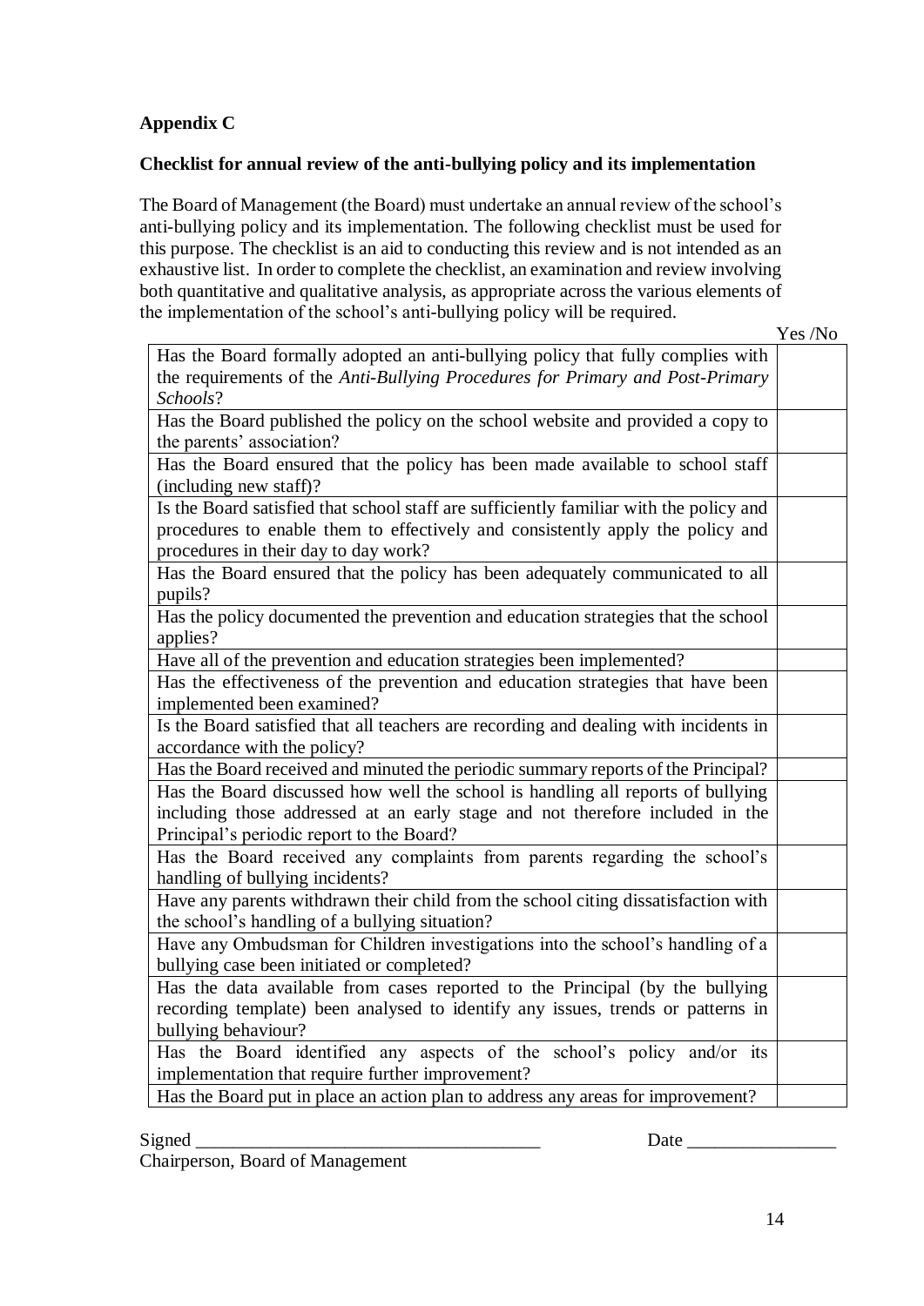**Appendix C**

**Checklist for annual review of the anti-bullying policy and its implementation**

The Board of Management (the Board) must undertake an annual review of the school's anti-bullying policy and its implementation. The following checklist must be used for this purpose. The checklist is an aid to conducting this review and is not intended as an exhaustive list. In order to complete the checklist, an examination and review involving both quantitative and qualitative analysis, as appropriate across the various elements of the implementation of the school's anti-bullying policy will be required.

| | Yes /No |
|---|---|
| Has the Board formally adopted an anti-bullying policy that fully complies with the requirements of the *Anti-Bullying Procedures for Primary and Post-Primary Schools*? | |
| Has the Board published the policy on the school website and provided a copy to the parents' association? | |
| Has the Board ensured that the policy has been made available to school staff (including new staff)? | |
| Is the Board satisfied that school staff are sufficiently familiar with the policy and procedures to enable them to effectively and consistently apply the policy and procedures in their day to day work? | |
| Has the Board ensured that the policy has been adequately communicated to all pupils? | |
| Has the policy documented the prevention and education strategies that the school applies? | |
| Have all of the prevention and education strategies been implemented? | |
| Has the effectiveness of the prevention and education strategies that have been implemented been examined? | |
| Is the Board satisfied that all teachers are recording and dealing with incidents in accordance with the policy? | |
| Has the Board received and minuted the periodic summary reports of the Principal? | |
| Has the Board discussed how well the school is handling all reports of bullying including those addressed at an early stage and not therefore included in the Principal's periodic report to the Board? | |
| Has the Board received any complaints from parents regarding the school's handling of bullying incidents? | |
| Have any parents withdrawn their child from the school citing dissatisfaction with the school's handling of a bullying situation? | |
| Have any Ombudsman for Children investigations into the school's handling of a bullying case been initiated or completed? | |
| Has the data available from cases reported to the Principal (by the bullying recording template) been analysed to identify any issues, trends or patterns in bullying behaviour? | |
| Has the Board identified any aspects of the school's policy and/or its implementation that require further improvement? | |
| Has the Board put in place an action plan to address any areas for improvement? | |

Signed _____________________________________ Date ________________

Chairperson, Board of Management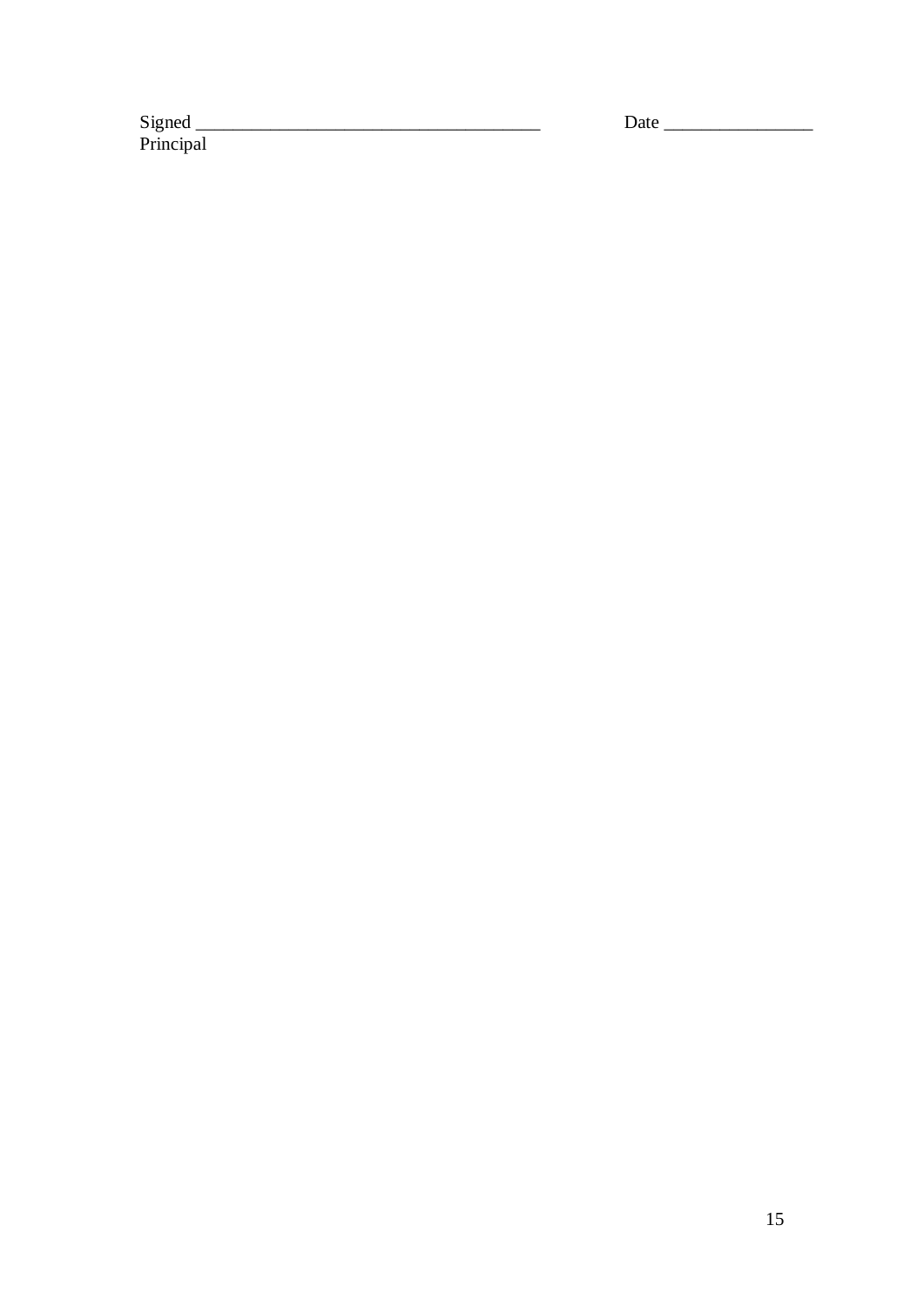Signed _____________________________________ Date ________________
Principal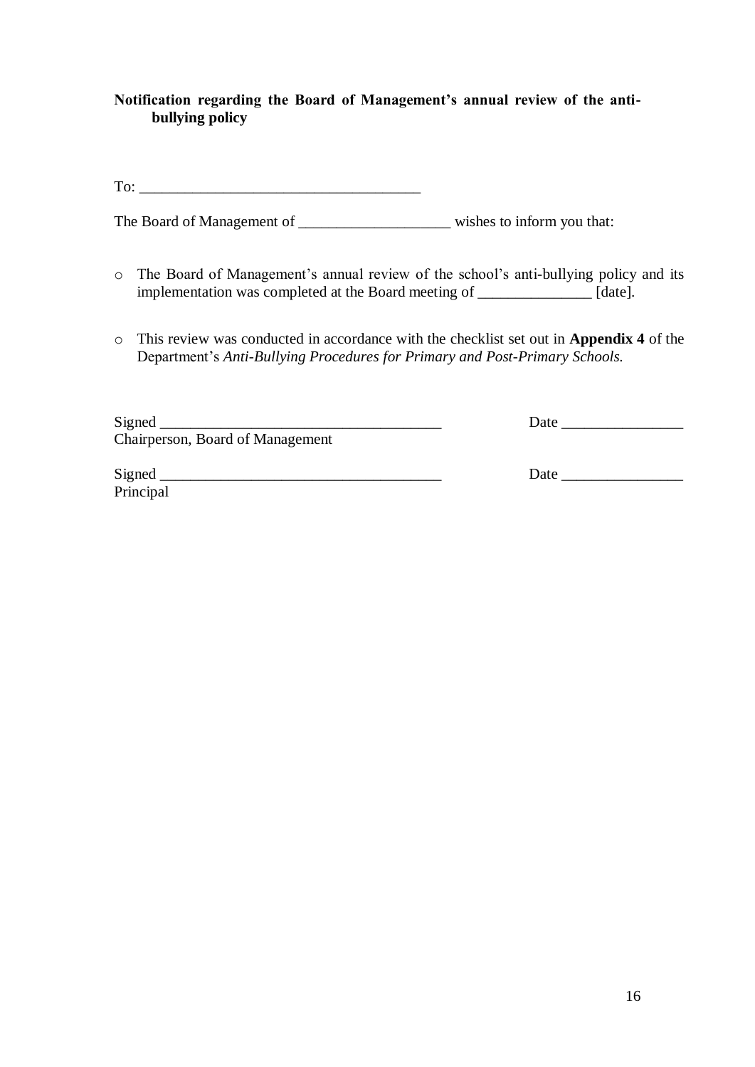**Notification regarding the Board of Management's annual review of the anti-bullying policy**

To: _____________________________________

The Board of Management of ___________________ wishes to inform you that:

- The Board of Management's annual review of the school's anti-bullying policy and its implementation was completed at the Board meeting of _______________ [date].

- This review was conducted in accordance with the checklist set out in **Appendix 4** of the Department's *Anti-Bullying Procedures for Primary and Post-Primary Schools.*

Signed _____________________________________ Date ________________
Chairperson, Board of Management

Signed _____________________________________ Date ________________
Principal